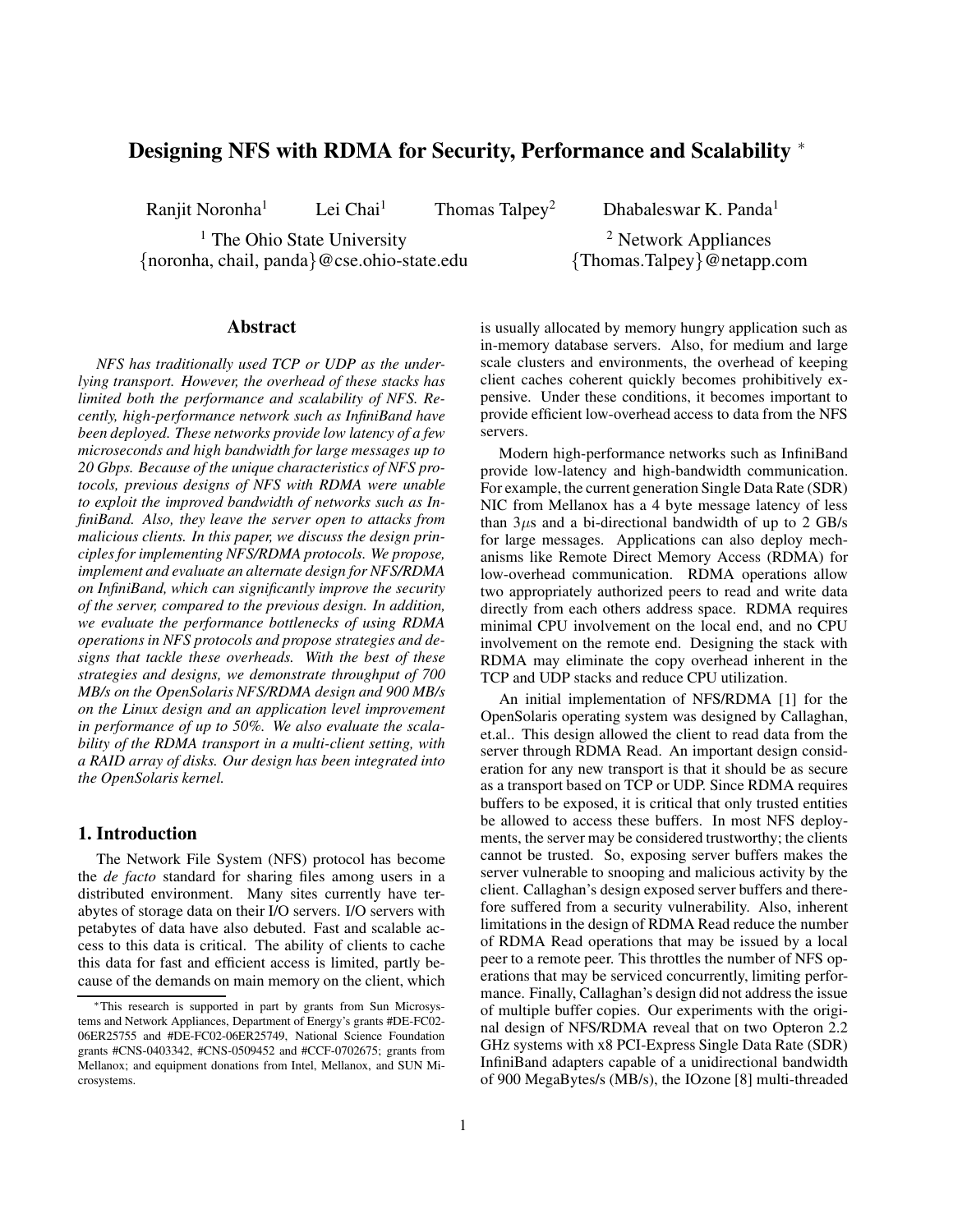# Designing NFS with RDMA for Security, Performance and Scalability *

Ranjit Noronha[1] Lei Chai[1] Thomas Talpey[2] Dhabaleswar K. Panda[1]

[1] The Ohio State University
{noronha, chail, panda}@cse.ohio-state.edu

[2] Network Appliances
{Thomas.Talpey}@netapp.com

## Abstract

*NFS has traditionally used TCP or UDP as the underlying transport. However, the overhead of these stacks has limited both the performance and scalability of NFS. Recently, high-performance network such as InfiniBand have been deployed. These networks provide low latency of a few microseconds and high bandwidth for large messages up to 20 Gbps. Because of the unique characteristics of NFS protocols, previous designs of NFS with RDMA were unable to exploit the improved bandwidth of networks such as InfiniBand. Also, they leave the server open to attacks from malicious clients. In this paper, we discuss the design principles for implementing NFS/RDMA protocols. We propose, implement and evaluate an alternate design for NFS/RDMA on InfiniBand, which can significantly improve the security of the server, compared to the previous design. In addition, we evaluate the performance bottlenecks of using RDMA operations in NFS protocols and propose strategies and designs that tackle these overheads. With the best of these strategies and designs, we demonstrate throughput of 700 MB/s on the OpenSolaris NFS/RDMA design and 900 MB/s on the Linux design and an application level improvement in performance of up to 50%. We also evaluate the scalability of the RDMA transport in a multi-client setting, with a RAID array of disks. Our design has been integrated into the OpenSolaris kernel.*

## 1. Introduction

The Network File System (NFS) protocol has become the *de facto* standard for sharing files among users in a distributed environment. Many sites currently have terabytes of storage data on their I/O servers. I/O servers with petabytes of data have also debuted. Fast and scalable access to this data is critical. The ability of clients to cache this data for fast and efficient access is limited, partly because of the demands on main memory on the client, which is usually allocated by memory hungry application such as in-memory database servers. Also, for medium and large scale clusters and environments, the overhead of keeping client caches coherent quickly becomes prohibitively expensive. Under these conditions, it becomes important to provide efficient low-overhead access to data from the NFS servers.

Modern high-performance networks such as InfiniBand provide low-latency and high-bandwidth communication. For example, the current generation Single Data Rate (SDR) NIC from Mellanox has a 4 byte message latency of less than 3$\mu$s and a bi-directional bandwidth of up to 2 GB/s for large messages. Applications can also deploy mechanisms like Remote Direct Memory Access (RDMA) for low-overhead communication. RDMA operations allow two appropriately authorized peers to read and write data directly from each others address space. RDMA requires minimal CPU involvement on the local end, and no CPU involvement on the remote end. Designing the stack with RDMA may eliminate the copy overhead inherent in the TCP and UDP stacks and reduce CPU utilization.

An initial implementation of NFS/RDMA [1] for the OpenSolaris operating system was designed by Callaghan, et.al.. This design allowed the client to read data from the server through RDMA Read. An important design consideration for any new transport is that it should be as secure as a transport based on TCP or UDP. Since RDMA requires buffers to be exposed, it is critical that only trusted entities be allowed to access these buffers. In most NFS deployments, the server may be considered trustworthy; the clients cannot be trusted. So, exposing server buffers makes the server vulnerable to snooping and malicious activity by the client. Callaghan's design exposed server buffers and therefore suffered from a security vulnerability. Also, inherent limitations in the design of RDMA Read reduce the number of RDMA Read operations that may be issued by a local peer to a remote peer. This throttles the number of NFS operations that may be serviced concurrently, limiting performance. Finally, Callaghan's design did not address the issue of multiple buffer copies. Our experiments with the original design of NFS/RDMA reveal that on two Opteron 2.2 GHz systems with x8 PCI-Express Single Data Rate (SDR) InfiniBand adapters capable of a unidirectional bandwidth of 900 MegaBytes/s (MB/s), the IOzone [8] multi-threaded

*This research is supported in part by grants from Sun Microsystems and Network Appliances, Department of Energy's grants #DE-FC02-06ER25755 and #DE-FC02-06ER25749, National Science Foundation grants #CNS-0403342, #CNS-0509452 and #CCF-0702675; grants from Mellanox; and equipment donations from Intel, Mellanox, and SUN Microsystems.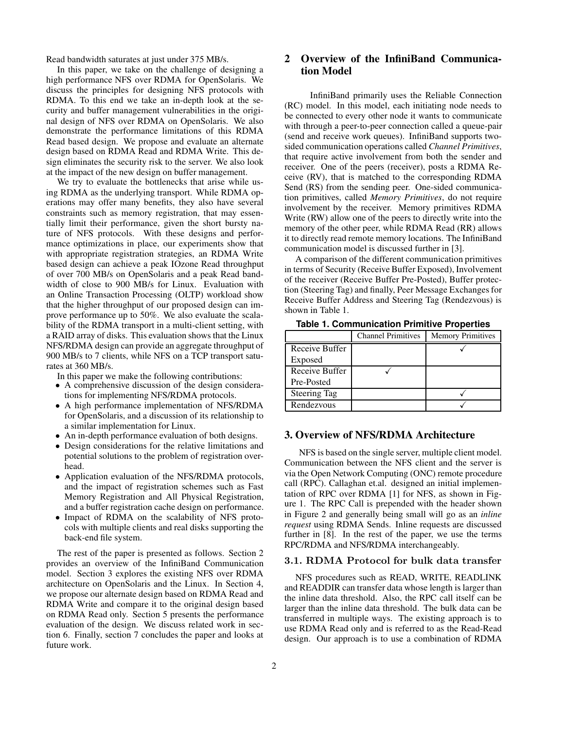Read bandwidth saturates at just under 375 MB/s.

In this paper, we take on the challenge of designing a high performance NFS over RDMA for OpenSolaris. We discuss the principles for designing NFS protocols with RDMA. To this end we take an in-depth look at the security and buffer management vulnerabilities in the original design of NFS over RDMA on OpenSolaris. We also demonstrate the performance limitations of this RDMA Read based design. We propose and evaluate an alternate design based on RDMA Read and RDMA Write. This design eliminates the security risk to the server. We also look at the impact of the new design on buffer management.

We try to evaluate the bottlenecks that arise while using RDMA as the underlying transport. While RDMA operations may offer many benefits, they also have several constraints such as memory registration, that may essentially limit their performance, given the short bursty nature of NFS protocols. With these designs and performance optimizations in place, our experiments show that with appropriate registration strategies, an RDMA Write based design can achieve a peak IOzone Read throughput of over 700 MB/s on OpenSolaris and a peak Read bandwidth of close to 900 MB/s for Linux. Evaluation with an Online Transaction Processing (OLTP) workload show that the higher throughput of our proposed design can improve performance up to 50%. We also evaluate the scalability of the RDMA transport in a multi-client setting, with a RAID array of disks. This evaluation shows that the Linux NFS/RDMA design can provide an aggregate throughput of 900 MB/s to 7 clients, while NFS on a TCP transport saturates at 360 MB/s.

In this paper we make the following contributions:

- A comprehensive discussion of the design considerations for implementing NFS/RDMA protocols.
- A high performance implementation of NFS/RDMA for OpenSolaris, and a discussion of its relationship to a similar implementation for Linux.
- An in-depth performance evaluation of both designs.
- Design considerations for the relative limitations and potential solutions to the problem of registration overhead.
- Application evaluation of the NFS/RDMA protocols, and the impact of registration schemes such as Fast Memory Registration and All Physical Registration, and a buffer registration cache design on performance.
- Impact of RDMA on the scalability of NFS protocols with multiple clients and real disks supporting the back-end file system.

The rest of the paper is presented as follows. Section 2 provides an overview of the InfiniBand Communication model. Section 3 explores the existing NFS over RDMA architecture on OpenSolaris and the Linux. In Section 4, we propose our alternate design based on RDMA Read and RDMA Write and compare it to the original design based on RDMA Read only. Section 5 presents the performance evaluation of the design. We discuss related work in section 6. Finally, section 7 concludes the paper and looks at future work.

## 2 Overview of the InfiniBand Communication Model

InfiniBand primarily uses the Reliable Connection (RC) model. In this model, each initiating node needs to be connected to every other node it wants to communicate with through a peer-to-peer connection called a queue-pair (send and receive work queues). InfiniBand supports two-sided communication operations called *Channel Primitives*, that require active involvement from both the sender and receiver. One of the peers (receiver), posts a RDMA Receive (RV), that is matched to the corresponding RDMA Send (RS) from the sending peer. One-sided communication primitives, called *Memory Primitives*, do not require involvement by the receiver. Memory primitives RDMA Write (RW) allow one of the peers to directly write into the memory of the other peer, while RDMA Read (RR) allows it to directly read remote memory locations. The InfiniBand communication model is discussed further in [3].

A comparison of the different communication primitives in terms of Security (Receive Buffer Exposed), Involvement of the receiver (Receive Buffer Pre-Posted), Buffer protection (Steering Tag) and finally, Peer Message Exchanges for Receive Buffer Address and Steering Tag (Rendezvous) is shown in Table 1.

**Table 1. Communication Primitive Properties**

| | Channel Primitives | Memory Primitives |
|---|---|---|
| Receive Buffer Exposed | | ✓ |
| Receive Buffer Pre-Posted | ✓ | |
| Steering Tag | | ✓ |
| Rendezvous | | ✓ |

## 3. Overview of NFS/RDMA Architecture

NFS is based on the single server, multiple client model. Communication between the NFS client and the server is via the Open Network Computing (ONC) remote procedure call (RPC). Callaghan et.al. designed an initial implementation of RPC over RDMA [1] for NFS, as shown in Figure 1. The RPC Call is prepended with the header shown in Figure 2 and generally being small will go as an *inline request* using RDMA Sends. Inline requests are discussed further in [8]. In the rest of the paper, we use the terms RPC/RDMA and NFS/RDMA interchangeably.

### 3.1. RDMA Protocol for bulk data transfer

NFS procedures such as READ, WRITE, READLINK and READDIR can transfer data whose length is larger than the inline data threshold. Also, the RPC call itself can be larger than the inline data threshold. The bulk data can be transferred in multiple ways. The existing approach is to use RDMA Read only and is referred to as the Read-Read design. Our approach is to use a combination of RDMA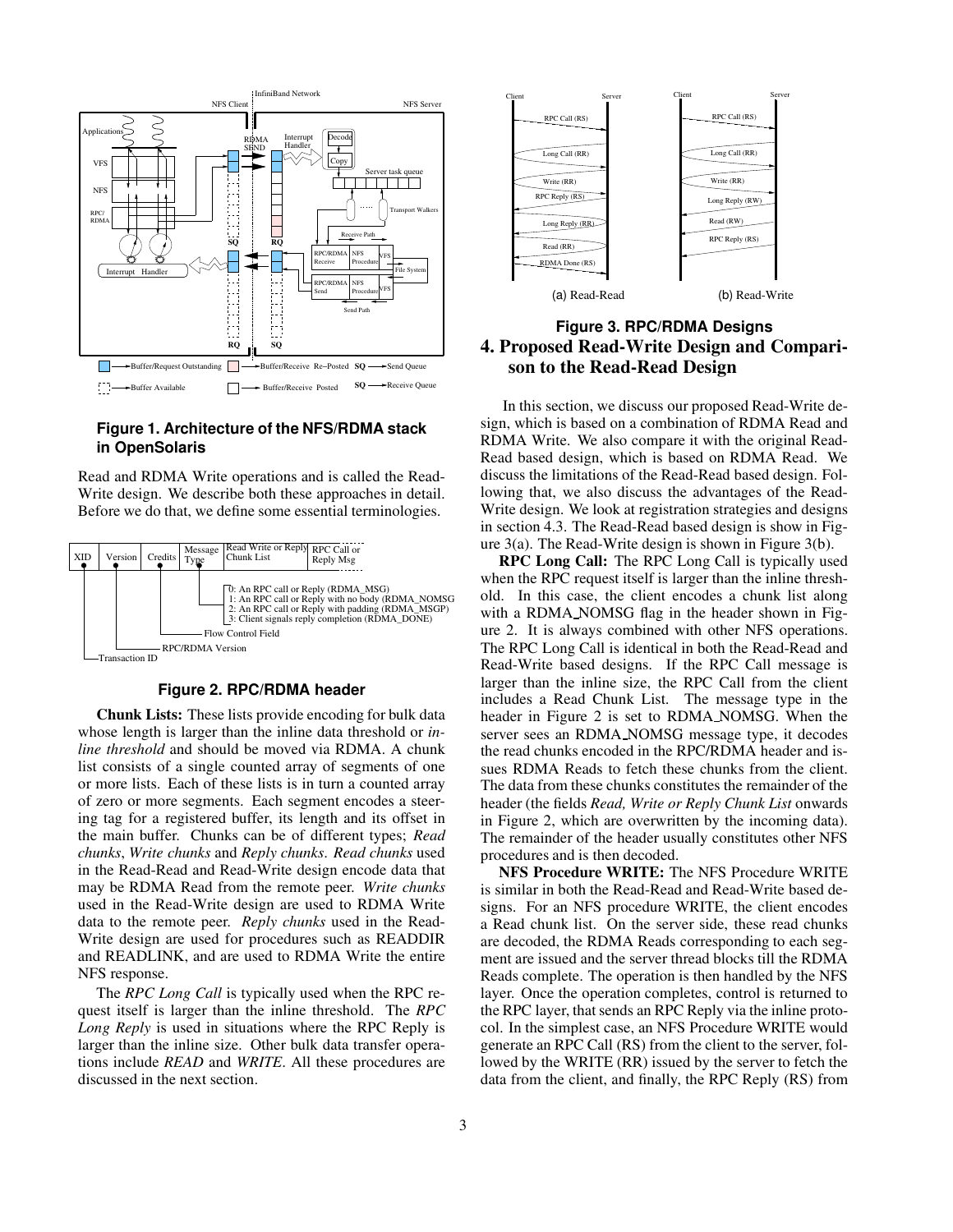**Figure 1. Architecture of the NFS/RDMA stack in OpenSolaris**

Read and RDMA Write operations and is called the Read-Write design. We describe both these approaches in detail. Before we do that, we define some essential terminologies.

**Figure 2. RPC/RDMA header**

**Chunk Lists:** These lists provide encoding for bulk data whose length is larger than the inline data threshold or *inline threshold* and should be moved via RDMA. A chunk list consists of a single counted array of segments of one or more lists. Each of these lists is in turn a counted array of zero or more segments. Each segment encodes a steering tag for a registered buffer, its length and its offset in the main buffer. Chunks can be of different types; *Read chunks*, *Write chunks* and *Reply chunks*. *Read chunks* used in the Read-Read and Read-Write design encode data that may be RDMA Read from the remote peer. *Write chunks* used in the Read-Write design are used to RDMA Write data to the remote peer. *Reply chunks* used in the Read-Write design are used for procedures such as READDIR and READLINK, and are used to RDMA Write the entire NFS response.

The *RPC Long Call* is typically used when the RPC request itself is larger than the inline threshold. The *RPC Long Reply* is used in situations where the RPC Reply is larger than the inline size. Other bulk data transfer operations include *READ* and *WRITE*. All these procedures are discussed in the next section.

**Figure 3. RPC/RDMA Designs**

# 4. Proposed Read-Write Design and Comparison to the Read-Read Design

In this section, we discuss our proposed Read-Write design, which is based on a combination of RDMA Read and RDMA Write. We also compare it with the original Read-Read based design, which is based on RDMA Read. We discuss the limitations of the Read-Read based design. Following that, we also discuss the advantages of the Read-Write design. We look at registration strategies and designs in section 4.3. The Read-Read based design is show in Figure 3(a). The Read-Write design is shown in Figure 3(b).

**RPC Long Call:** The RPC Long Call is typically used when the RPC request itself is larger than the inline threshold. In this case, the client encodes a chunk list along with a RDMA_NOMSG flag in the header shown in Figure 2. It is always combined with other NFS operations. The RPC Long Call is identical in both the Read-Read and Read-Write based designs. If the RPC Call message is larger than the inline size, the RPC Call from the client includes a Read Chunk List. The message type in the header in Figure 2 is set to RDMA_NOMSG. When the server sees an RDMA_NOMSG message type, it decodes the read chunks encoded in the RPC/RDMA header and issues RDMA Reads to fetch these chunks from the client. The data from these chunks constitutes the remainder of the header (the fields *Read, Write or Reply Chunk List* onwards in Figure 2, which are overwritten by the incoming data). The remainder of the header usually constitutes other NFS procedures and is then decoded.

**NFS Procedure WRITE:** The NFS Procedure WRITE is similar in both the Read-Read and Read-Write based designs. For an NFS procedure WRITE, the client encodes a Read chunk list. On the server side, these read chunks are decoded, the RDMA Reads corresponding to each segment are issued and the server thread blocks till the RDMA Reads complete. The operation is then handled by the NFS layer. Once the operation completes, control is returned to the RPC layer, that sends an RPC Reply via the inline protocol. In the simplest case, an NFS Procedure WRITE would generate an RPC Call (RS) from the client to the server, followed by the WRITE (RR) issued by the server to fetch the data from the client, and finally, the RPC Reply (RS) from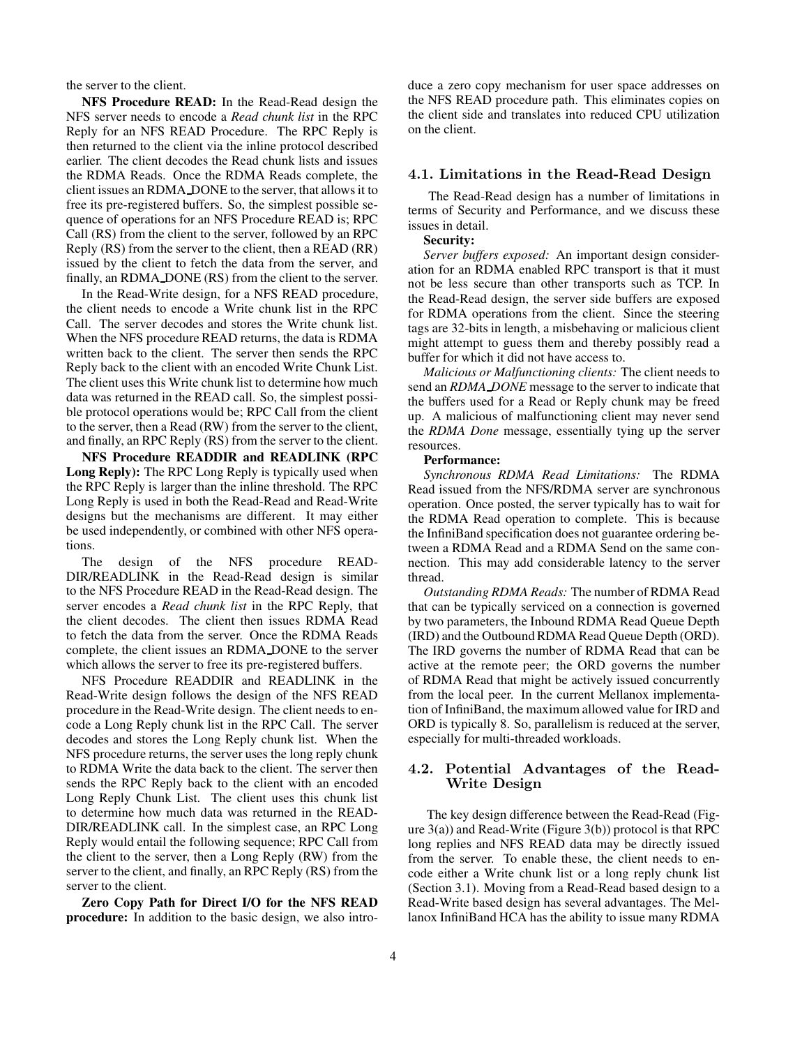the server to the client.

**NFS Procedure READ:** In the Read-Read design the NFS server needs to encode a *Read chunk list* in the RPC Reply for an NFS READ Procedure. The RPC Reply is then returned to the client via the inline protocol described earlier. The client decodes the Read chunk lists and issues the RDMA Reads. Once the RDMA Reads complete, the client issues an RDMA_DONE to the server, that allows it to free its pre-registered buffers. So, the simplest possible sequence of operations for an NFS Procedure READ is; RPC Call (RS) from the client to the server, followed by an RPC Reply (RS) from the server to the client, then a READ (RR) issued by the client to fetch the data from the server, and finally, an RDMA_DONE (RS) from the client to the server.

In the Read-Write design, for a NFS READ procedure, the client needs to encode a Write chunk list in the RPC Call. The server decodes and stores the Write chunk list. When the NFS procedure READ returns, the data is RDMA written back to the client. The server then sends the RPC Reply back to the client with an encoded Write Chunk List. The client uses this Write chunk list to determine how much data was returned in the READ call. So, the simplest possible protocol operations would be; RPC Call from the client to the server, then a Read (RW) from the server to the client, and finally, an RPC Reply (RS) from the server to the client.

**NFS Procedure READDIR and READLINK (RPC Long Reply):** The RPC Long Reply is typically used when the RPC Reply is larger than the inline threshold. The RPC Long Reply is used in both the Read-Read and Read-Write designs but the mechanisms are different. It may either be used independently, or combined with other NFS operations.

The design of the NFS procedure READDIR/READLINK in the Read-Read design is similar to the NFS Procedure READ in the Read-Read design. The server encodes a *Read chunk list* in the RPC Reply, that the client decodes. The client then issues RDMA Read to fetch the data from the server. Once the RDMA Reads complete, the client issues an RDMA_DONE to the server which allows the server to free its pre-registered buffers.

NFS Procedure READDIR and READLINK in the Read-Write design follows the design of the NFS READ procedure in the Read-Write design. The client needs to encode a Long Reply chunk list in the RPC Call. The server decodes and stores the Long Reply chunk list. When the NFS procedure returns, the server uses the long reply chunk to RDMA Write the data back to the client. The server then sends the RPC Reply back to the client with an encoded Long Reply Chunk List. The client uses this chunk list to determine how much data was returned in the READDIR/READLINK call. In the simplest case, an RPC Long Reply would entail the following sequence; RPC Call from the client to the server, then a Long Reply (RW) from the server to the client, and finally, an RPC Reply (RS) from the server to the client.

**Zero Copy Path for Direct I/O for the NFS READ procedure:** In addition to the basic design, we also introduce a zero copy mechanism for user space addresses on the NFS READ procedure path. This eliminates copies on the client side and translates into reduced CPU utilization on the client.

### 4.1. Limitations in the Read-Read Design

The Read-Read design has a number of limitations in terms of Security and Performance, and we discuss these issues in detail.

**Security:**

*Server buffers exposed:* An important design consideration for an RDMA enabled RPC transport is that it must not be less secure than other transports such as TCP. In the Read-Read design, the server side buffers are exposed for RDMA operations from the client. Since the steering tags are 32-bits in length, a misbehaving or malicious client might attempt to guess them and thereby possibly read a buffer for which it did not have access to.

*Malicious or Malfunctioning clients:* The client needs to send an *RDMA_DONE* message to the server to indicate that the buffers used for a Read or Reply chunk may be freed up. A malicious of malfunctioning client may never send the *RDMA Done* message, essentially tying up the server resources.

**Performance:**

*Synchronous RDMA Read Limitations:* The RDMA Read issued from the NFS/RDMA server are synchronous operation. Once posted, the server typically has to wait for the RDMA Read operation to complete. This is because the InfiniBand specification does not guarantee ordering between a RDMA Read and a RDMA Send on the same connection. This may add considerable latency to the server thread.

*Outstanding RDMA Reads:* The number of RDMA Read that can be typically serviced on a connection is governed by two parameters, the Inbound RDMA Read Queue Depth (IRD) and the Outbound RDMA Read Queue Depth (ORD). The IRD governs the number of RDMA Read that can be active at the remote peer; the ORD governs the number of RDMA Read that might be actively issued concurrently from the local peer. In the current Mellanox implementation of InfiniBand, the maximum allowed value for IRD and ORD is typically 8. So, parallelism is reduced at the server, especially for multi-threaded workloads.

### 4.2. Potential Advantages of the Read-Write Design

The key design difference between the Read-Read (Figure 3(a)) and Read-Write (Figure 3(b)) protocol is that RPC long replies and NFS READ data may be directly issued from the server. To enable these, the client needs to encode either a Write chunk list or a long reply chunk list (Section 3.1). Moving from a Read-Read based design to a Read-Write based design has several advantages. The Mellanox InfiniBand HCA has the ability to issue many RDMA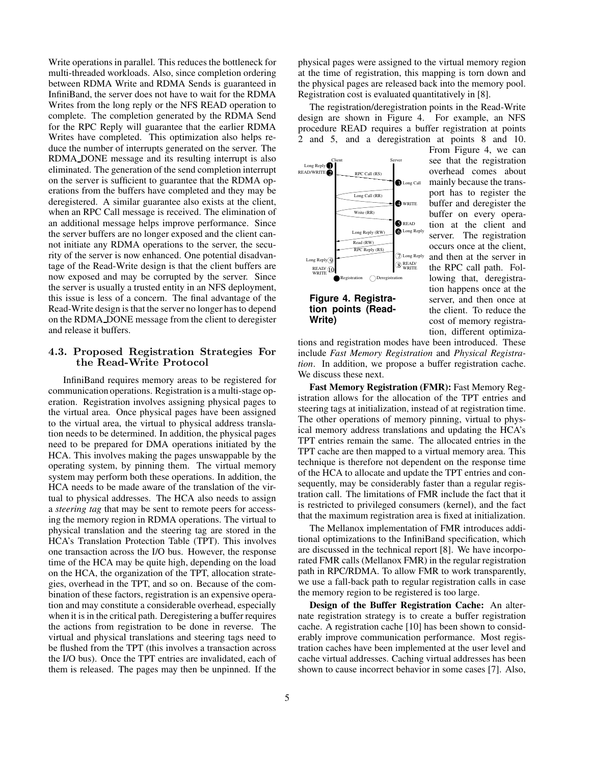Write operations in parallel. This reduces the bottleneck for multi-threaded workloads. Also, since completion ordering between RDMA Write and RDMA Sends is guaranteed in InfiniBand, the server does not have to wait for the RDMA Writes from the long reply or the NFS READ operation to complete. The completion generated by the RDMA Send for the RPC Reply will guarantee that the earlier RDMA Writes have completed. This optimization also helps reduce the number of interrupts generated on the server. The RDMA_DONE message and its resulting interrupt is also eliminated. The generation of the send completion interrupt on the server is sufficient to guarantee that the RDMA operations from the buffers have completed and they may be deregistered. A similar guarantee also exists at the client, when an RPC Call message is received. The elimination of an additional message helps improve performance. Since the server buffers are no longer exposed and the client cannot initiate any RDMA operations to the server, the security of the server is now enhanced. One potential disadvantage of the Read-Write design is that the client buffers are now exposed and may be corrupted by the server. Since the server is usually a trusted entity in an NFS deployment, this issue is less of a concern. The final advantage of the Read-Write design is that the server no longer has to depend on the RDMA_DONE message from the client to deregister and release it buffers.

### 4.3. Proposed Registration Strategies For the Read-Write Protocol

InfiniBand requires memory areas to be registered for communication operations. Registration is a multi-stage operation. Registration involves assigning physical pages to the virtual area. Once physical pages have been assigned to the virtual area, the virtual to physical address translation needs to be determined. In addition, the physical pages need to be prepared for DMA operations initiated by the HCA. This involves making the pages unswappable by the operating system, by pinning them. The virtual memory system may perform both these operations. In addition, the HCA needs to be made aware of the translation of the virtual to physical addresses. The HCA also needs to assign a *steering tag* that may be sent to remote peers for accessing the memory region in RDMA operations. The virtual to physical translation and the steering tag are stored in the HCA's Translation Protection Table (TPT). This involves one transaction across the I/O bus. However, the response time of the HCA may be quite high, depending on the load on the HCA, the organization of the TPT, allocation strategies, overhead in the TPT, and so on. Because of the combination of these factors, registration is an expensive operation and may constitute a considerable overhead, especially when it is in the critical path. Deregistering a buffer requires the actions from registration to be done in reverse. The virtual and physical translations and steering tags need to be flushed from the TPT (this involves a transaction across the I/O bus). Once the TPT entries are invalidated, each of them is released. The pages may then be unpinned. If the physical pages were assigned to the virtual memory region at the time of registration, this mapping is torn down and the physical pages are released back into the memory pool. Registration cost is evaluated quantitatively in [8].

The registration/deregistration points in the Read-Write design are shown in Figure 4. For example, an NFS procedure READ requires a buffer registration at points 2 and 5, and a deregistration at points 8 and 10. From Figure 4, we can see that the registration overhead comes about mainly because the transport has to register the buffer and deregister the buffer on every operation at the client and server. The registration occurs once at the client, and then at the server in the RPC call path. Following that, deregistration happens once at the server, and then once at the client. To reduce the cost of memory registrations and registration modes have been introduced. These include *Fast Memory Registration* and *Physical Registration*. In addition, we propose a buffer registration cache. We discuss these next.

**Figure 4. Registration points (Read-Write)**

**Fast Memory Registration (FMR):** Fast Memory Registration allows for the allocation of the TPT entries and steering tags at initialization, instead of at registration time. The other operations of memory pinning, virtual to physical memory address translations and updating the HCA's TPT entries remain the same. The allocated entries in the TPT cache are then mapped to a virtual memory area. This technique is therefore not dependent on the response time of the HCA to allocate and update the TPT entries and consequently, may be considerably faster than a regular registration call. The limitations of FMR include the fact that it is restricted to privileged consumers (kernel), and the fact that the maximum registration area is fixed at initialization.

The Mellanox implementation of FMR introduces additional optimizations to the InfiniBand specification, which are discussed in the technical report [8]. We have incorporated FMR calls (Mellanox FMR) in the regular registration path in RPC/RDMA. To allow FMR to work transparently, we use a fall-back path to regular registration calls in case the memory region to be registered is too large.

**Design of the Buffer Registration Cache:** An alternate registration strategy is to create a buffer registration cache. A registration cache [10] has been shown to considerably improve communication performance. Most registration caches have been implemented at the user level and cache virtual addresses. Caching virtual addresses has been shown to cause incorrect behavior in some cases [7]. Also,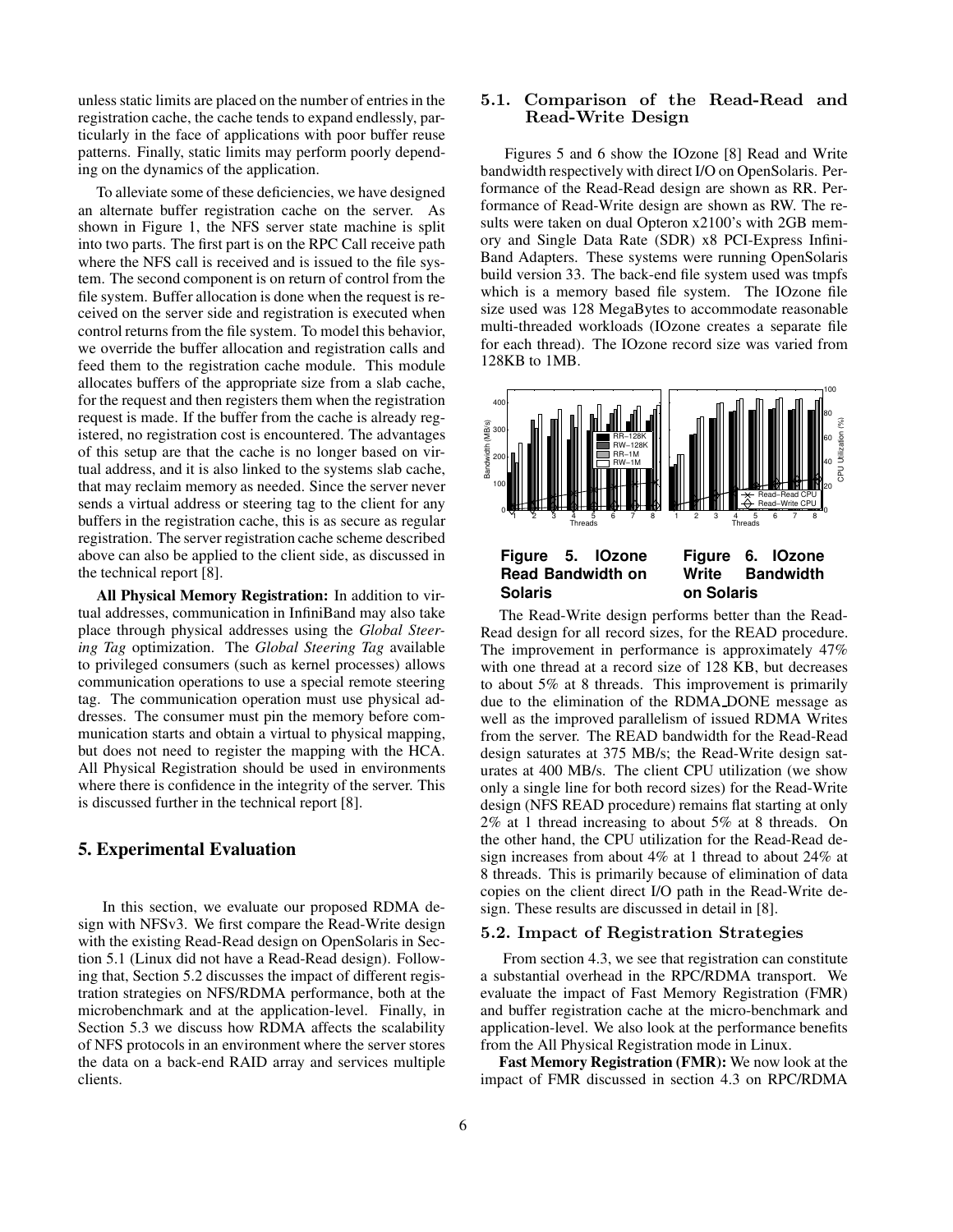unless static limits are placed on the number of entries in the registration cache, the cache tends to expand endlessly, particularly in the face of applications with poor buffer reuse patterns. Finally, static limits may perform poorly depending on the dynamics of the application.

To alleviate some of these deficiencies, we have designed an alternate buffer registration cache on the server. As shown in Figure 1, the NFS server state machine is split into two parts. The first part is on the RPC Call receive path where the NFS call is received and is issued to the file system. The second component is on return of control from the file system. Buffer allocation is done when the request is received on the server side and registration is executed when control returns from the file system. To model this behavior, we override the buffer allocation and registration calls and feed them to the registration cache module. This module allocates buffers of the appropriate size from a slab cache, for the request and then registers them when the registration request is made. If the buffer from the cache is already registered, no registration cost is encountered. The advantages of this setup are that the cache is no longer based on virtual address, and it is also linked to the systems slab cache, that may reclaim memory as needed. Since the server never sends a virtual address or steering tag to the client for any buffers in the registration cache, this is as secure as regular registration. The server registration cache scheme described above can also be applied to the client side, as discussed in the technical report [8].

**All Physical Memory Registration:** In addition to virtual addresses, communication in InfiniBand may also take place through physical addresses using the *Global Steering Tag* optimization. The *Global Steering Tag* available to privileged consumers (such as kernel processes) allows communication operations to use a special remote steering tag. The communication operation must use physical addresses. The consumer must pin the memory before communication starts and obtain a virtual to physical mapping, but does not need to register the mapping with the HCA. All Physical Registration should be used in environments where there is confidence in the integrity of the server. This is discussed further in the technical report [8].

## 5. Experimental Evaluation

In this section, we evaluate our proposed RDMA design with NFSv3. We first compare the Read-Write design with the existing Read-Read design on OpenSolaris in Section 5.1 (Linux did not have a Read-Read design). Following that, Section 5.2 discusses the impact of different registration strategies on NFS/RDMA performance, both at the microbenchmark and at the application-level. Finally, in Section 5.3 we discuss how RDMA affects the scalability of NFS protocols in an environment where the server stores the data on a back-end RAID array and services multiple clients.

### 5.1. Comparison of the Read-Read and Read-Write Design

Figures 5 and 6 show the IOzone [8] Read and Write bandwidth respectively with direct I/O on OpenSolaris. Performance of the Read-Read design are shown as RR. Performance of Read-Write design are shown as RW. The results were taken on dual Opteron x2100's with 2GB memory and Single Data Rate (SDR) x8 PCI-Express InfiniBand Adapters. These systems were running OpenSolaris build version 33. The back-end file system used was tmpfs which is a memory based file system. The IOzone file size used was 128 MegaBytes to accommodate reasonable multi-threaded workloads (IOzone creates a separate file for each thread). The IOzone record size was varied from 128KB to 1MB.

Bandwidth (MB/s)
0 100 200 300 400
Threads
1 2 3 4 5 6 7 8
RR–128K
RW–128K
RR–1M
RW–1M

**Figure 5. IOzone Read Bandwidth on Solaris**

CPU Utilization (%)
0 20 40 60 80 100
Threads
1 2 3 4 5 6 7 8
Read–Read CPU
Read–Write CPU

**Figure 6. IOzone Write Bandwidth on Solaris**

The Read-Write design performs better than the Read-Read design for all record sizes, for the READ procedure. The improvement in performance is approximately 47% with one thread at a record size of 128 KB, but decreases to about 5% at 8 threads. This improvement is primarily due to the elimination of the RDMA_DONE message as well as the improved parallelism of issued RDMA Writes from the server. The READ bandwidth for the Read-Read design saturates at 375 MB/s; the Read-Write design saturates at 400 MB/s. The client CPU utilization (we show only a single line for both record sizes) for the Read-Write design (NFS READ procedure) remains flat starting at only 2% at 1 thread increasing to about 5% at 8 threads. On the other hand, the CPU utilization for the Read-Read design increases from about 4% at 1 thread to about 24% at 8 threads. This is primarily because of elimination of data copies on the client direct I/O path in the Read-Write design. These results are discussed in detail in [8].

### 5.2. Impact of Registration Strategies

From section 4.3, we see that registration can constitute a substantial overhead in the RPC/RDMA transport. We evaluate the impact of Fast Memory Registration (FMR) and buffer registration cache at the micro-benchmark and application-level. We also look at the performance benefits from the All Physical Registration mode in Linux.

**Fast Memory Registration (FMR):** We now look at the impact of FMR discussed in section 4.3 on RPC/RDMA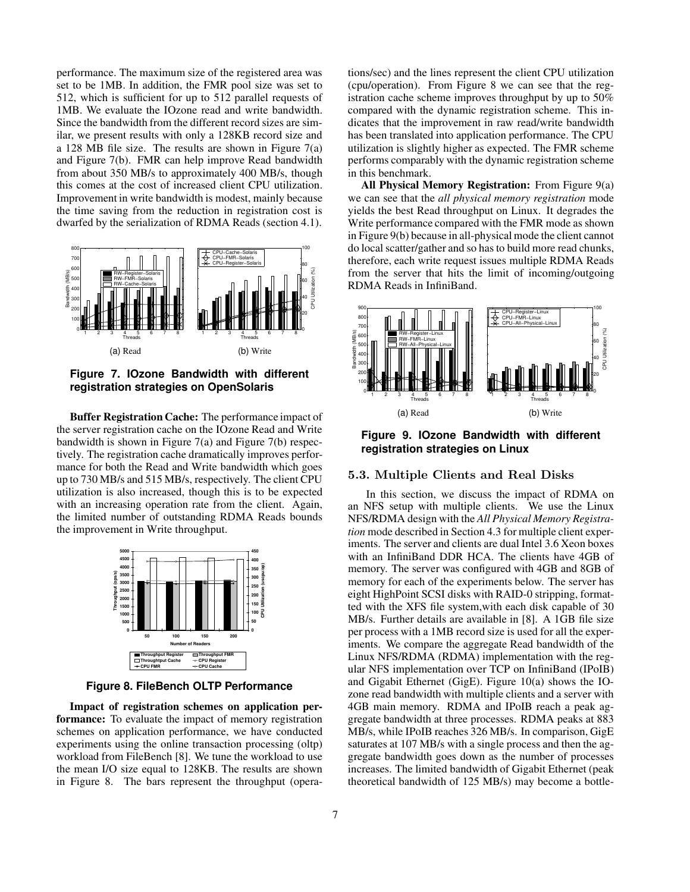performance. The maximum size of the registered area was set to be 1MB. In addition, the FMR pool size was set to 512, which is sufficient for up to 512 parallel requests of 1MB. We evaluate the IOzone read and write bandwidth. Since the bandwidth from the different record sizes are similar, we present results with only a 128KB record size and a 128 MB file size. The results are shown in Figure 7(a) and Figure 7(b). FMR can help improve Read bandwidth from about 350 MB/s to approximately 400 MB/s, though this comes at the cost of increased client CPU utilization. Improvement in write bandwidth is modest, mainly because the time saving from the reduction in registration cost is dwarfed by the serialization of RDMA Reads (section 4.1).

(a) Read (b) Write

**Figure 7. IOzone Bandwidth with different registration strategies on OpenSolaris**

**Buffer Registration Cache:** The performance impact of the server registration cache on the IOzone Read and Write bandwidth is shown in Figure 7(a) and Figure 7(b) respectively. The registration cache dramatically improves performance for both the Read and Write bandwidth which goes up to 730 MB/s and 515 MB/s, respectively. The client CPU utilization is also increased, though this is to be expected with an increasing operation rate from the client. Again, the limited number of outstanding RDMA Reads bounds the improvement in Write throughput.

**Figure 8. FileBench OLTP Performance**

**Impact of registration schemes on application performance:** To evaluate the impact of memory registration schemes on application performance, we have conducted experiments using the online transaction processing (oltp) workload from FileBench [8]. We tune the workload to use the mean I/O size equal to 128KB. The results are shown in Figure 8. The bars represent the throughput (operations/sec) and the lines represent the client CPU utilization (cpu/operation). From Figure 8 we can see that the registration cache scheme improves throughput by up to 50% compared with the dynamic registration scheme. This indicates that the improvement in raw read/write bandwidth has been translated into application performance. The CPU utilization is slightly higher as expected. The FMR scheme performs comparably with the dynamic registration scheme in this benchmark.

**All Physical Memory Registration:** From Figure 9(a) we can see that the *all physical memory registration* mode yields the best Read throughput on Linux. It degrades the Write performance compared with the FMR mode as shown in Figure 9(b) because in all-physical mode the client cannot do local scatter/gather and so has to build more read chunks, therefore, each write request issues multiple RDMA Reads from the server that hits the limit of incoming/outgoing RDMA Reads in InfiniBand.

(a) Read (b) Write

**Figure 9. IOzone Bandwidth with different registration strategies on Linux**

## 5.3. Multiple Clients and Real Disks

In this section, we discuss the impact of RDMA on an NFS setup with multiple clients. We use the Linux NFS/RDMA design with the *All Physical Memory Registration* mode described in Section 4.3 for multiple client experiments. The server and clients are dual Intel 3.6 Xeon boxes with an InfiniBand DDR HCA. The clients have 4GB of memory. The server was configured with 4GB and 8GB of memory for each of the experiments below. The server has eight HighPoint SCSI disks with RAID-0 stripping, formatted with the XFS file system,with each disk capable of 30 MB/s. Further details are available in [8]. A 1GB file size per process with a 1MB record size is used for all the experiments. We compare the aggregate Read bandwidth of the Linux NFS/RDMA (RDMA) implementation with the regular NFS implementation over TCP on InfiniBand (IPoIB) and Gigabit Ethernet (GigE). Figure 10(a) shows the IOzone read bandwidth with multiple clients and a server with 4GB main memory. RDMA and IPoIB reach a peak aggregate bandwidth at three processes. RDMA peaks at 883 MB/s, while IPoIB reaches 326 MB/s. In comparison, GigE saturates at 107 MB/s with a single process and then the aggregate bandwidth goes down as the number of processes increases. The limited bandwidth of Gigabit Ethernet (peak theoretical bandwidth of 125 MB/s) may become a bottle-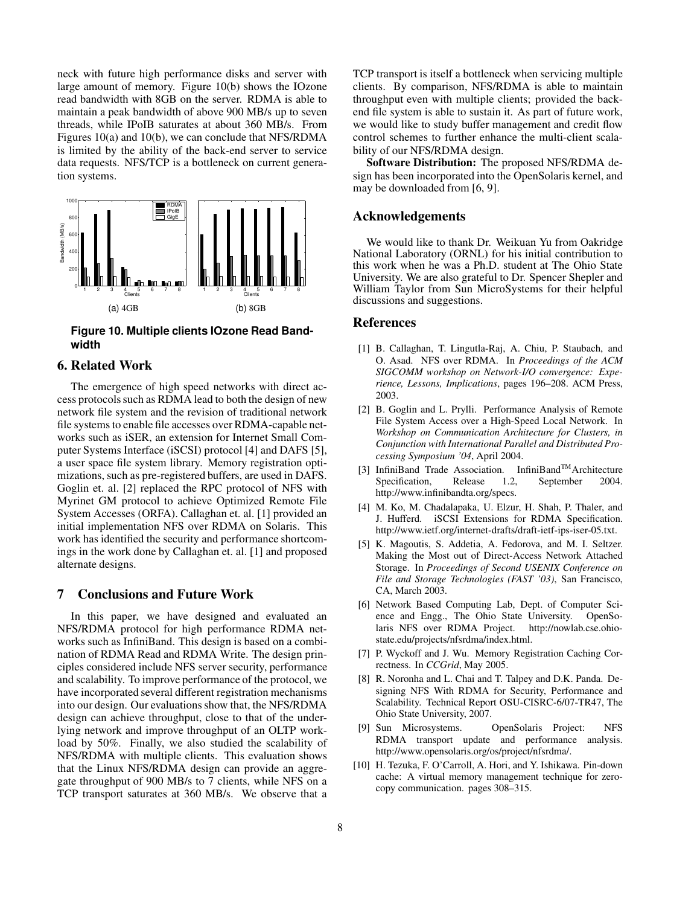neck with future high performance disks and server with large amount of memory. Figure 10(b) shows the IOzone read bandwidth with 8GB on the server. RDMA is able to maintain a peak bandwidth of above 900 MB/s up to seven threads, while IPoIB saturates at about 360 MB/s. From Figures 10(a) and 10(b), we can conclude that NFS/RDMA is limited by the ability of the back-end server to service data requests. NFS/TCP is a bottleneck on current generation systems.

1000
800
600
400
200
0
Bandwidth (MB/s)
1 2 3 4 5 6 7 8
Clients
RDMA
IPoIB
GigE
(a) 4GB

1 2 3 4 5 6 7 8
Clients
(b) 8GB

**Figure 10. Multiple clients IOzone Read Bandwidth**

## 6. Related Work

The emergence of high speed networks with direct access protocols such as RDMA lead to both the design of new network file system and the revision of traditional network file systems to enable file accesses over RDMA-capable networks such as iSER, an extension for Internet Small Computer Systems Interface (iSCSI) protocol [4] and DAFS [5], a user space file system library. Memory registration optimizations, such as pre-registered buffers, are used in DAFS. Goglin et. al. [2] replaced the RPC protocol of NFS with Myrinet GM protocol to achieve Optimized Remote File System Accesses (ORFA). Callaghan et. al. [1] provided an initial implementation NFS over RDMA on Solaris. This work has identified the security and performance shortcomings in the work done by Callaghan et. al. [1] and proposed alternate designs.

## 7 Conclusions and Future Work

In this paper, we have designed and evaluated an NFS/RDMA protocol for high performance RDMA networks such as InfiniBand. This design is based on a combination of RDMA Read and RDMA Write. The design principles considered include NFS server security, performance and scalability. To improve performance of the protocol, we have incorporated several different registration mechanisms into our design. Our evaluations show that, the NFS/RDMA design can achieve throughput, close to that of the underlying network and improve throughput of an OLTP workload by 50%. Finally, we also studied the scalability of NFS/RDMA with multiple clients. This evaluation shows that the Linux NFS/RDMA design can provide an aggregate throughput of 900 MB/s to 7 clients, while NFS on a TCP transport saturates at 360 MB/s. We observe that a TCP transport is itself a bottleneck when servicing multiple clients. By comparison, NFS/RDMA is able to maintain throughput even with multiple clients; provided the backend file system is able to sustain it. As part of future work, we would like to study buffer management and credit flow control schemes to further enhance the multi-client scalability of our NFS/RDMA design.

**Software Distribution:** The proposed NFS/RDMA design has been incorporated into the OpenSolaris kernel, and may be downloaded from [6, 9].

## Acknowledgements

We would like to thank Dr. Weikuan Yu from Oakridge National Laboratory (ORNL) for his initial contribution to this work when he was a Ph.D. student at The Ohio State University. We are also grateful to Dr. Spencer Shepler and William Taylor from Sun MicroSystems for their helpful discussions and suggestions.

## References

[1] B. Callaghan, T. Lingutla-Raj, A. Chiu, P. Staubach, and O. Asad. NFS over RDMA. In *Proceedings of the ACM SIGCOMM workshop on Network-I/O convergence: Experience, Lessons, Implications*, pages 196–208. ACM Press, 2003.

[2] B. Goglin and L. Prylli. Performance Analysis of Remote File System Access over a High-Speed Local Network. In *Workshop on Communication Architecture for Clusters, in Conjunction with International Parallel and Distributed Processing Symposium '04*, April 2004.

[3] InfiniBand Trade Association. InfiniBand™ Architecture Specification, Release 1.2, September 2004. http://www.infinibandta.org/specs.

[4] M. Ko, M. Chadalapaka, U. Elzur, H. Shah, P. Thaler, and J. Hufferd. iSCSI Extensions for RDMA Specification. http://www.ietf.org/internet-drafts/draft-ietf-ips-iser-05.txt.

[5] K. Magoutis, S. Addetia, A. Fedorova, and M. I. Seltzer. Making the Most out of Direct-Access Network Attached Storage. In *Proceedings of Second USENIX Conference on File and Storage Technologies (FAST '03)*, San Francisco, CA, March 2003.

[6] Network Based Computing Lab, Dept. of Computer Science and Engg., The Ohio State University. OpenSolaris NFS over RDMA Project. http://nowlab.cse.ohio-state.edu/projects/nfsrdma/index.html.

[7] P. Wyckoff and J. Wu. Memory Registration Caching Correctness. In *CCGrid*, May 2005.

[8] R. Noronha and L. Chai and T. Talpey and D.K. Panda. Designing NFS With RDMA for Security, Performance and Scalability. Technical Report OSU-CISRC-6/07-TR47, The Ohio State University, 2007.

[9] Sun Microsystems. OpenSolaris Project: NFS RDMA transport update and performance analysis. http://www.opensolaris.org/os/project/nfsrdma/.

[10] H. Tezuka, F. O'Carroll, A. Hori, and Y. Ishikawa. Pin-down cache: A virtual memory management technique for zero-copy communication. pages 308–315.